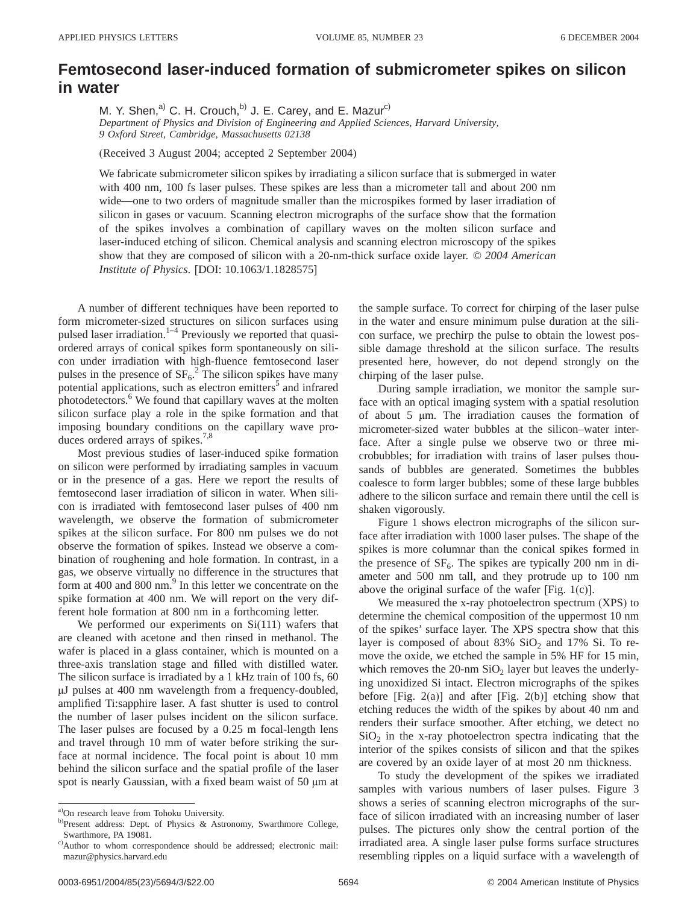# Femtosecond laser-induced formation of submicrometer spikes on silicon in water

M. Y. Shen,[a] C. H. Crouch,[b] J. E. Carey, and E. Mazur[c]

*Department of Physics and Division of Engineering and Applied Sciences, Harvard University, 9 Oxford Street, Cambridge, Massachusetts 02138*

(Received 3 August 2004; accepted 2 September 2004)

We fabricate submicrometer silicon spikes by irradiating a silicon surface that is submerged in water with 400 nm, 100 fs laser pulses. These spikes are less than a micrometer tall and about 200 nm wide—one to two orders of magnitude smaller than the microspikes formed by laser irradiation of silicon in gases or vacuum. Scanning electron micrographs of the surface show that the formation of the spikes involves a combination of capillary waves on the molten silicon surface and laser-induced etching of silicon. Chemical analysis and scanning electron microscopy of the spikes show that they are composed of silicon with a 20-nm-thick surface oxide layer. *© 2004 American Institute of Physics.* [DOI: 10.1063/1.1828575]

A number of different techniques have been reported to form micrometer-sized structures on silicon surfaces using pulsed laser irradiation.[1–4] Previously we reported that quasi-ordered arrays of conical spikes form spontaneously on silicon under irradiation with high-fluence femtosecond laser pulses in the presence of $SF_6$.[2] The silicon spikes have many potential applications, such as electron emitters[5] and infrared photodetectors.[6] We found that capillary waves at the molten silicon surface play a role in the spike formation and that imposing boundary conditions on the capillary wave produces ordered arrays of spikes.[7,8]

Most previous studies of laser-induced spike formation on silicon were performed by irradiating samples in vacuum or in the presence of a gas. Here we report the results of femtosecond laser irradiation of silicon in water. When silicon is irradiated with femtosecond laser pulses of 400 nm wavelength, we observe the formation of submicrometer spikes at the silicon surface. For 800 nm pulses we do not observe the formation of spikes. Instead we observe a combination of roughening and hole formation. In contrast, in a gas, we observe virtually no difference in the structures that form at 400 and 800 nm.[9] In this letter we concentrate on the spike formation at 400 nm. We will report on the very different hole formation at 800 nm in a forthcoming letter.

We performed our experiments on Si(111) wafers that are cleaned with acetone and then rinsed in methanol. The wafer is placed in a glass container, which is mounted on a three-axis translation stage and filled with distilled water. The silicon surface is irradiated by a 1 kHz train of 100 fs, 60 μJ pulses at 400 nm wavelength from a frequency-doubled, amplified Ti:sapphire laser. A fast shutter is used to control the number of laser pulses incident on the silicon surface. The laser pulses are focused by a 0.25 m focal-length lens and travel through 10 mm of water before striking the surface at normal incidence. The focal point is about 10 mm behind the silicon surface and the spatial profile of the laser spot is nearly Gaussian, with a fixed beam waist of 50 μm at the sample surface. To correct for chirping of the laser pulse in the water and ensure minimum pulse duration at the silicon surface, we prechirp the pulse to obtain the lowest possible damage threshold at the silicon surface. The results presented here, however, do not depend strongly on the chirping of the laser pulse.

During sample irradiation, we monitor the sample surface with an optical imaging system with a spatial resolution of about 5 μm. The irradiation causes the formation of micrometer-sized water bubbles at the silicon–water interface. After a single pulse we observe two or three microbubbles; for irradiation with trains of laser pulses thousands of bubbles are generated. Sometimes the bubbles coalesce to form larger bubbles; some of these large bubbles adhere to the silicon surface and remain there until the cell is shaken vigorously.

Figure 1 shows electron micrographs of the silicon surface after irradiation with 1000 laser pulses. The shape of the spikes is more columnar than the conical spikes formed in the presence of $SF_6$. The spikes are typically 200 nm in diameter and 500 nm tall, and they protrude up to 100 nm above the original surface of the wafer [Fig. 1(c)].

We measured the x-ray photoelectron spectrum (XPS) to determine the chemical composition of the uppermost 10 nm of the spikes' surface layer. The XPS spectra show that this layer is composed of about 83% $SiO_2$ and 17% Si. To remove the oxide, we etched the sample in 5% HF for 15 min, which removes the 20-nm $SiO_2$ layer but leaves the underlying unoxidized Si intact. Electron micrographs of the spikes before [Fig. 2(a)] and after [Fig. 2(b)] etching show that etching reduces the width of the spikes by about 40 nm and renders their surface smoother. After etching, we detect no $SiO_2$ in the x-ray photoelectron spectra indicating that the interior of the spikes consists of silicon and that the spikes are covered by an oxide layer of at most 20 nm thickness.

To study the development of the spikes we irradiated samples with various numbers of laser pulses. Figure 3 shows a series of scanning electron micrographs of the surface of silicon irradiated with an increasing number of laser pulses. The pictures only show the central portion of the irradiated area. A single laser pulse forms surface structures resembling ripples on a liquid surface with a wavelength of

---

[a] On research leave from Tohoku University.

[b] Present address: Dept. of Physics & Astronomy, Swarthmore College, Swarthmore, PA 19081.

[c] Author to whom correspondence should be addressed; electronic mail: mazur@physics.harvard.edu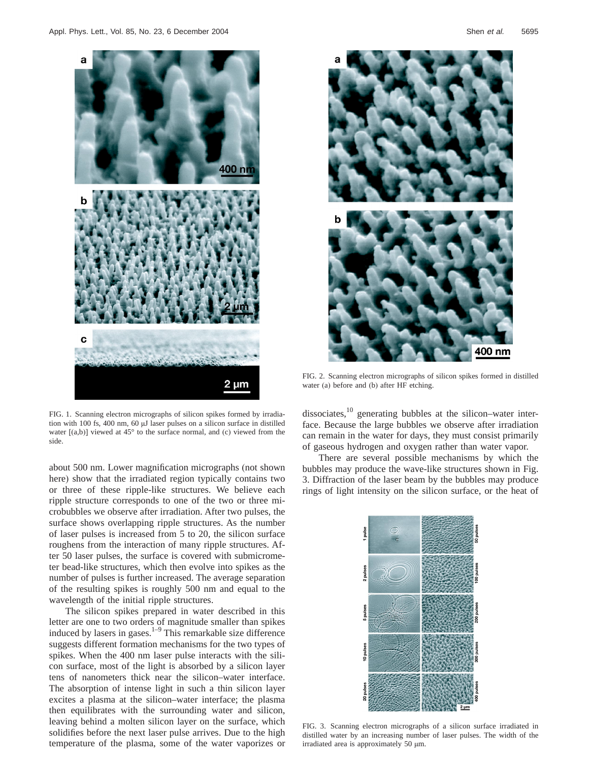FIG. 1. Scanning electron micrographs of silicon spikes formed by irradiation with 100 fs, 400 nm, 60 μJ laser pulses on a silicon surface in distilled water [(a,b)] viewed at 45° to the surface normal, and (c) viewed from the side.

about 500 nm. Lower magnification micrographs (not shown here) show that the irradiated region typically contains two or three of these ripple-like structures. We believe each ripple structure corresponds to one of the two or three microbubbles we observe after irradiation. After two pulses, the surface shows overlapping ripple structures. As the number of laser pulses is increased from 5 to 20, the silicon surface roughens from the interaction of many ripple structures. After 50 laser pulses, the surface is covered with submicrometer bead-like structures, which then evolve into spikes as the number of pulses is further increased. The average separation of the resulting spikes is roughly 500 nm and equal to the wavelength of the initial ripple structures.

The silicon spikes prepared in water described in this letter are one to two orders of magnitude smaller than spikes induced by lasers in gases.[1–9] This remarkable size difference suggests different formation mechanisms for the two types of spikes. When the 400 nm laser pulse interacts with the silicon surface, most of the light is absorbed by a silicon layer tens of nanometers thick near the silicon–water interface. The absorption of intense light in such a thin silicon layer excites a plasma at the silicon–water interface; the plasma then equilibrates with the surrounding water and silicon, leaving behind a molten silicon layer on the surface, which solidifies before the next laser pulse arrives. Due to the high temperature of the plasma, some of the water vaporizes or dissociates,[10] generating bubbles at the silicon–water interface. Because the large bubbles we observe after irradiation can remain in the water for days, they must consist primarily of gaseous hydrogen and oxygen rather than water vapor.

FIG. 2. Scanning electron micrographs of silicon spikes formed in distilled water (a) before and (b) after HF etching.

There are several possible mechanisms by which the bubbles may produce the wave-like structures shown in Fig. 3. Diffraction of the laser beam by the bubbles may produce rings of light intensity on the silicon surface, or the heat of

FIG. 3. Scanning electron micrographs of a silicon surface irradiated in distilled water by an increasing number of laser pulses. The width of the irradiated area is approximately 50 μm.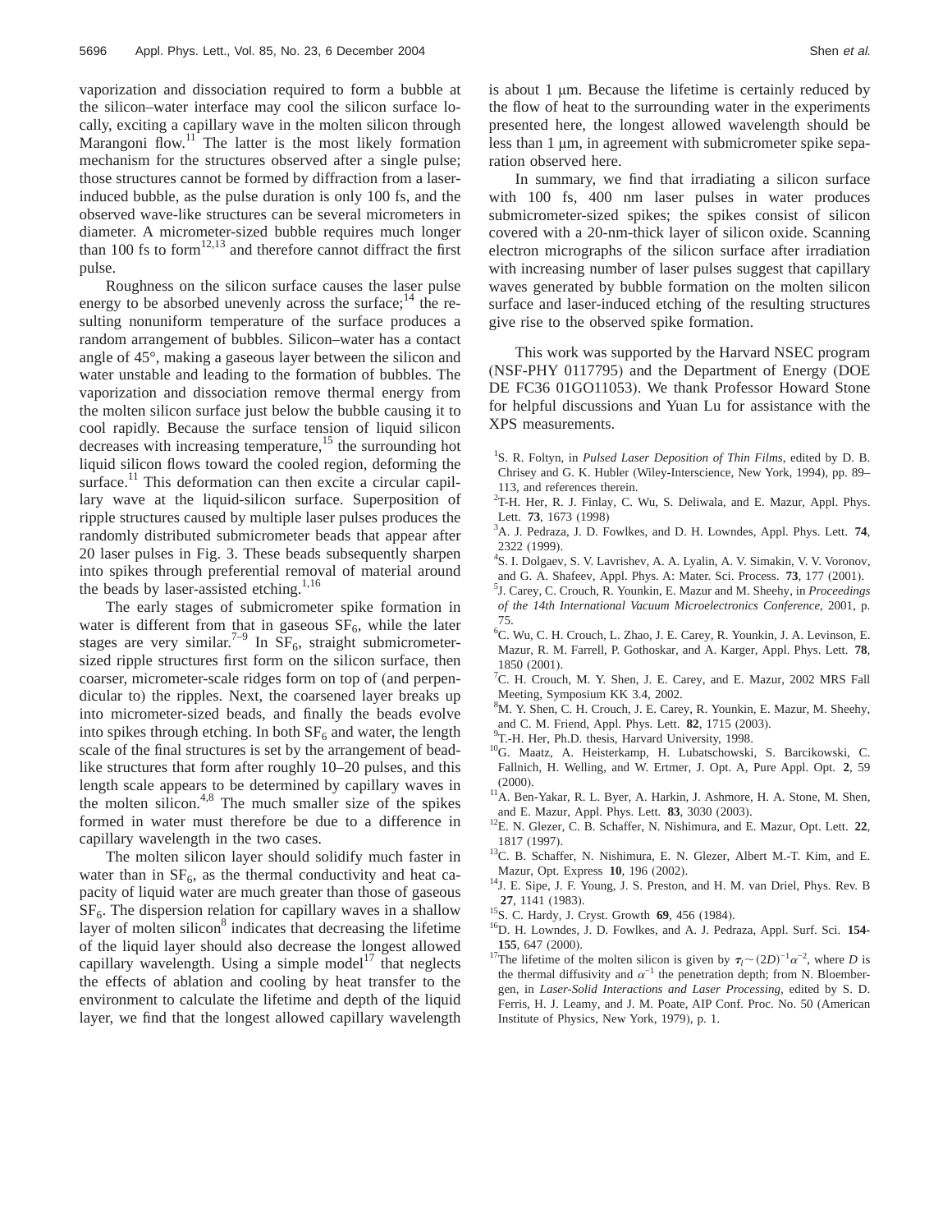vaporization and dissociation required to form a bubble at the silicon–water interface may cool the silicon surface locally, exciting a capillary wave in the molten silicon through Marangoni flow.[11] The latter is the most likely formation mechanism for the structures observed after a single pulse; those structures cannot be formed by diffraction from a laser-induced bubble, as the pulse duration is only 100 fs, and the observed wave-like structures can be several micrometers in diameter. A micrometer-sized bubble requires much longer than 100 fs to form[12,13] and therefore cannot diffract the first pulse.

Roughness on the silicon surface causes the laser pulse energy to be absorbed unevenly across the surface;[14] the resulting nonuniform temperature of the surface produces a random arrangement of bubbles. Silicon–water has a contact angle of 45°, making a gaseous layer between the silicon and water unstable and leading to the formation of bubbles. The vaporization and dissociation remove thermal energy from the molten silicon surface just below the bubble causing it to cool rapidly. Because the surface tension of liquid silicon decreases with increasing temperature,[15] the surrounding hot liquid silicon flows toward the cooled region, deforming the surface.[11] This deformation can then excite a circular capillary wave at the liquid-silicon surface. Superposition of ripple structures caused by multiple laser pulses produces the randomly distributed submicrometer beads that appear after 20 laser pulses in Fig. 3. These beads subsequently sharpen into spikes through preferential removal of material around the beads by laser-assisted etching.[1,16]

The early stages of submicrometer spike formation in water is different from that in gaseous $SF_6$, while the later stages are very similar.[7–9] In $SF_6$, straight submicrometer-sized ripple structures first form on the silicon surface, then coarser, micrometer-scale ridges form on top of (and perpendicular to) the ripples. Next, the coarsened layer breaks up into micrometer-sized beads, and finally the beads evolve into spikes through etching. In both $SF_6$ and water, the length scale of the final structures is set by the arrangement of bead-like structures that form after roughly 10–20 pulses, and this length scale appears to be determined by capillary waves in the molten silicon.[4,8] The much smaller size of the spikes formed in water must therefore be due to a difference in capillary wavelength in the two cases.

The molten silicon layer should solidify much faster in water than in $SF_6$, as the thermal conductivity and heat capacity of liquid water are much greater than those of gaseous $SF_6$. The dispersion relation for capillary waves in a shallow layer of molten silicon[8] indicates that decreasing the lifetime of the liquid layer should also decrease the longest allowed capillary wavelength. Using a simple model[17] that neglects the effects of ablation and cooling by heat transfer to the environment to calculate the lifetime and depth of the liquid layer, we find that the longest allowed capillary wavelength is about 1 μm. Because the lifetime is certainly reduced by the flow of heat to the surrounding water in the experiments presented here, the longest allowed wavelength should be less than 1 μm, in agreement with submicrometer spike separation observed here.

In summary, we find that irradiating a silicon surface with 100 fs, 400 nm laser pulses in water produces submicrometer-sized spikes; the spikes consist of silicon covered with a 20-nm-thick layer of silicon oxide. Scanning electron micrographs of the silicon surface after irradiation with increasing number of laser pulses suggest that capillary waves generated by bubble formation on the molten silicon surface and laser-induced etching of the resulting structures give rise to the observed spike formation.

This work was supported by the Harvard NSEC program (NSF-PHY 0117795) and the Department of Energy (DOE DE FC36 01GO11053). We thank Professor Howard Stone for helpful discussions and Yuan Lu for assistance with the XPS measurements.

[1] S. R. Foltyn, in *Pulsed Laser Deposition of Thin Films*, edited by D. B. Chrisey and G. K. Hubler (Wiley-Interscience, New York, 1994), pp. 89–113, and references therein.

[2] T-H. Her, R. J. Finlay, C. Wu, S. Deliwala, and E. Mazur, Appl. Phys. Lett. **73**, 1673 (1998)

[3] A. J. Pedraza, J. D. Fowlkes, and D. H. Lowndes, Appl. Phys. Lett. **74**, 2322 (1999).

[4] S. I. Dolgaev, S. V. Lavrishev, A. A. Lyalin, A. V. Simakin, V. V. Voronov, and G. A. Shafeev, Appl. Phys. A: Mater. Sci. Process. **73**, 177 (2001).

[5] J. Carey, C. Crouch, R. Younkin, E. Mazur and M. Sheehy, in *Proceedings of the 14th International Vacuum Microelectronics Conference*, 2001, p. 75.

[6] C. Wu, C. H. Crouch, L. Zhao, J. E. Carey, R. Younkin, J. A. Levinson, E. Mazur, R. M. Farrell, P. Gothoskar, and A. Karger, Appl. Phys. Lett. **78**, 1850 (2001).

[7] C. H. Crouch, M. Y. Shen, J. E. Carey, and E. Mazur, 2002 MRS Fall Meeting, Symposium KK 3.4, 2002.

[8] M. Y. Shen, C. H. Crouch, J. E. Carey, R. Younkin, E. Mazur, M. Sheehy, and C. M. Friend, Appl. Phys. Lett. **82**, 1715 (2003).

[9] T.-H. Her, Ph.D. thesis, Harvard University, 1998.

[10] G. Maatz, A. Heisterkamp, H. Lubatschowski, S. Barcikowski, C. Fallnich, H. Welling, and W. Ertmer, J. Opt. A, Pure Appl. Opt. **2**, 59 (2000).

[11] A. Ben-Yakar, R. L. Byer, A. Harkin, J. Ashmore, H. A. Stone, M. Shen, and E. Mazur, Appl. Phys. Lett. **83**, 3030 (2003).

[12] E. N. Glezer, C. B. Schaffer, N. Nishimura, and E. Mazur, Opt. Lett. **22**, 1817 (1997).

[13] C. B. Schaffer, N. Nishimura, E. N. Glezer, Albert M.-T. Kim, and E. Mazur, Opt. Express **10**, 196 (2002).

[14] J. E. Sipe, J. F. Young, J. S. Preston, and H. M. van Driel, Phys. Rev. B **27**, 1141 (1983).

[15] S. C. Hardy, J. Cryst. Growth **69**, 456 (1984).

[16] D. H. Lowndes, J. D. Fowlkes, and A. J. Pedraza, Appl. Surf. Sci. **154-155**, 647 (2000).

[17] The lifetime of the molten silicon is given by $\tau_l \sim (2D)^{-1}\alpha^{-2}$, where $D$ is the thermal diffusivity and $\alpha^{-1}$ the penetration depth; from N. Bloembergen, in *Laser-Solid Interactions and Laser Processing*, edited by S. D. Ferris, H. J. Leamy, and J. M. Poate, AIP Conf. Proc. No. 50 (American Institute of Physics, New York, 1979), p. 1.